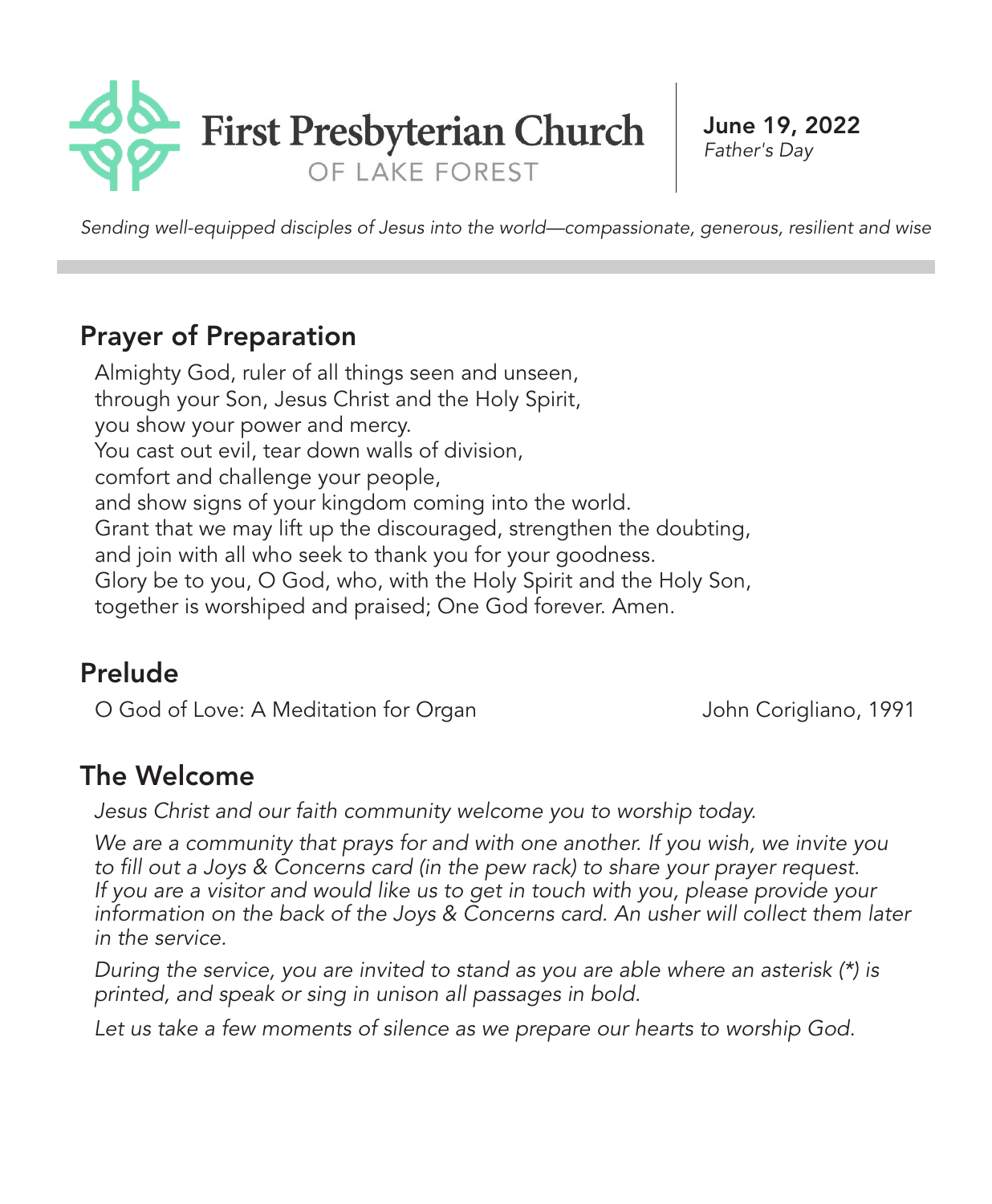# First Presbyterian Church
OF LAKE FOREST

**June 19, 2022**
*Father's Day*

*Sending well-equipped disciples of Jesus into the world—compassionate, generous, resilient and wise*

## Prayer of Preparation

Almighty God, ruler of all things seen and unseen,
through your Son, Jesus Christ and the Holy Spirit,
you show your power and mercy.
You cast out evil, tear down walls of division,
comfort and challenge your people,
and show signs of your kingdom coming into the world.
Grant that we may lift up the discouraged, strengthen the doubting,
and join with all who seek to thank you for your goodness.
Glory be to you, O God, who, with the Holy Spirit and the Holy Son,
together is worshiped and praised; One God forever. Amen.

## Prelude

O God of Love: A Meditation for Organ — John Corigliano, 1991

## The Welcome

*Jesus Christ and our faith community welcome you to worship today.*

*We are a community that prays for and with one another. If you wish, we invite you to fill out a Joys & Concerns card (in the pew rack) to share your prayer request. If you are a visitor and would like us to get in touch with you, please provide your information on the back of the Joys & Concerns card. An usher will collect them later in the service.*

*During the service, you are invited to stand as you are able where an asterisk (*) is printed, and speak or sing in unison all passages in bold.*

*Let us take a few moments of silence as we prepare our hearts to worship God.*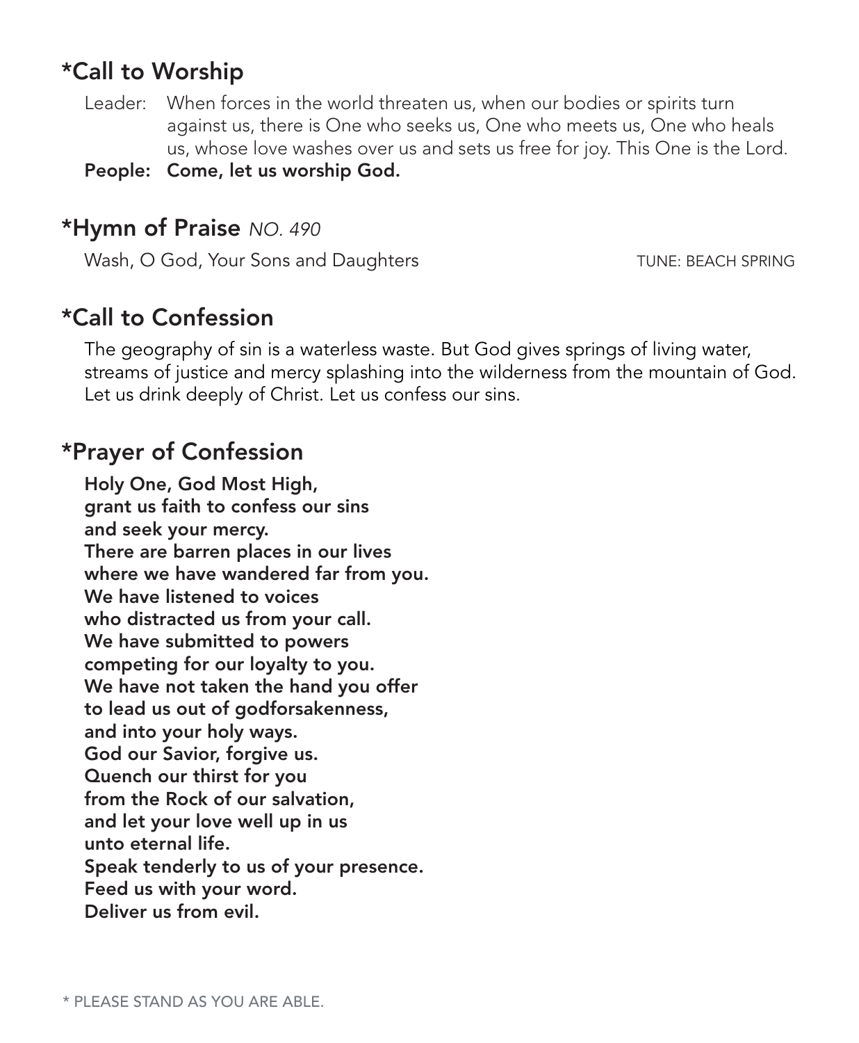## *Call to Worship

Leader: When forces in the world threaten us, when our bodies or spirits turn against us, there is One who seeks us, One who meets us, One who heals us, whose love washes over us and sets us free for joy. This One is the Lord.

**People: Come, let us worship God.**

## *Hymn of Praise *NO. 490*

Wash, O God, Your Sons and Daughters TUNE: BEACH SPRING

## *Call to Confession

The geography of sin is a waterless waste. But God gives springs of living water, streams of justice and mercy splashing into the wilderness from the mountain of God. Let us drink deeply of Christ. Let us confess our sins.

## *Prayer of Confession

**Holy One, God Most High,**
**grant us faith to confess our sins**
**and seek your mercy.**
**There are barren places in our lives**
**where we have wandered far from you.**
**We have listened to voices**
**who distracted us from your call.**
**We have submitted to powers**
**competing for our loyalty to you.**
**We have not taken the hand you offer**
**to lead us out of godforsakenness,**
**and into your holy ways.**
**God our Savior, forgive us.**
**Quench our thirst for you**
**from the Rock of our salvation,**
**and let your love well up in us**
**unto eternal life.**
**Speak tenderly to us of your presence.**
**Feed us with your word.**
**Deliver us from evil.**

\* PLEASE STAND AS YOU ARE ABLE.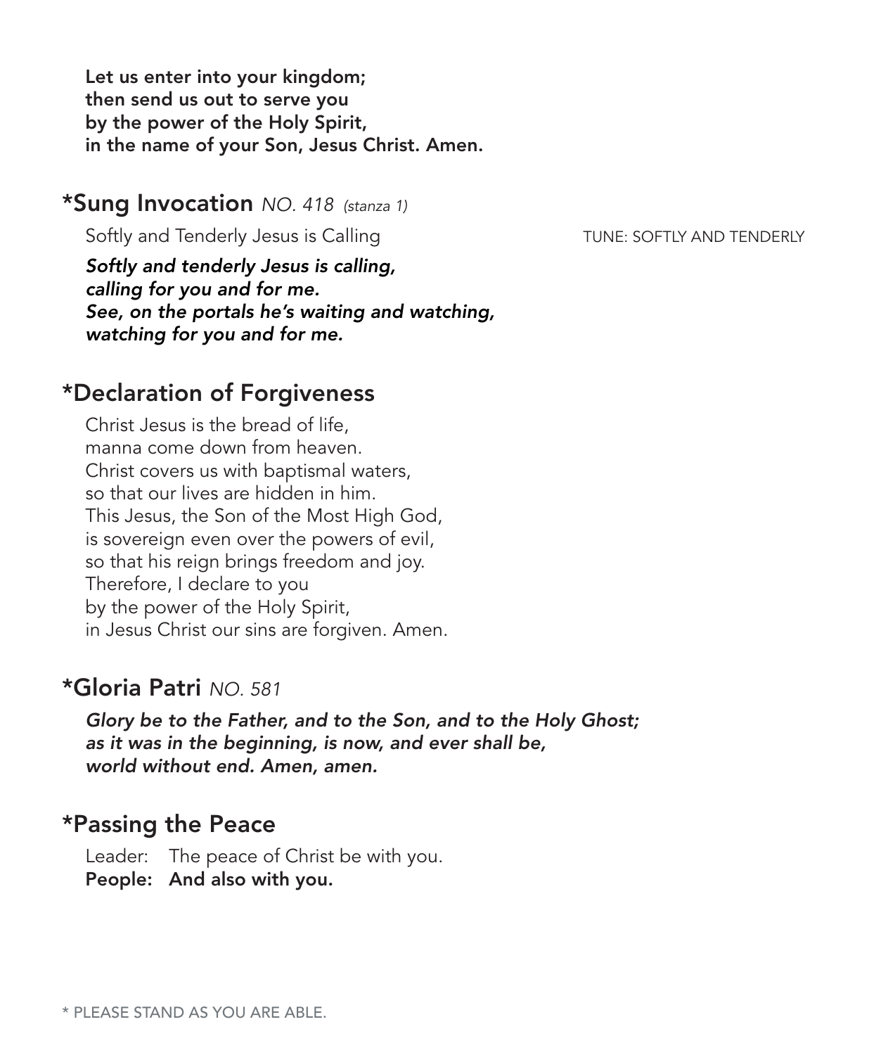**Let us enter into your kingdom;**
**then send us out to serve you**
**by the power of the Holy Spirit,**
**in the name of your Son, Jesus Christ. Amen.**

## *Sung Invocation *NO. 418 (stanza 1)*

Softly and Tenderly Jesus is Calling — TUNE: SOFTLY AND TENDERLY

***Softly and tenderly Jesus is calling,***
***calling for you and for me.***
***See, on the portals he's waiting and watching,***
***watching for you and for me.***

## *Declaration of Forgiveness

Christ Jesus is the bread of life,
manna come down from heaven.
Christ covers us with baptismal waters,
so that our lives are hidden in him.
This Jesus, the Son of the Most High God,
is sovereign even over the powers of evil,
so that his reign brings freedom and joy.
Therefore, I declare to you
by the power of the Holy Spirit,
in Jesus Christ our sins are forgiven. Amen.

## *Gloria Patri *NO. 581*

***Glory be to the Father, and to the Son, and to the Holy Ghost;***
***as it was in the beginning, is now, and ever shall be,***
***world without end. Amen, amen.***

## *Passing the Peace

Leader: The peace of Christ be with you.
**People: And also with you.**

* PLEASE STAND AS YOU ARE ABLE.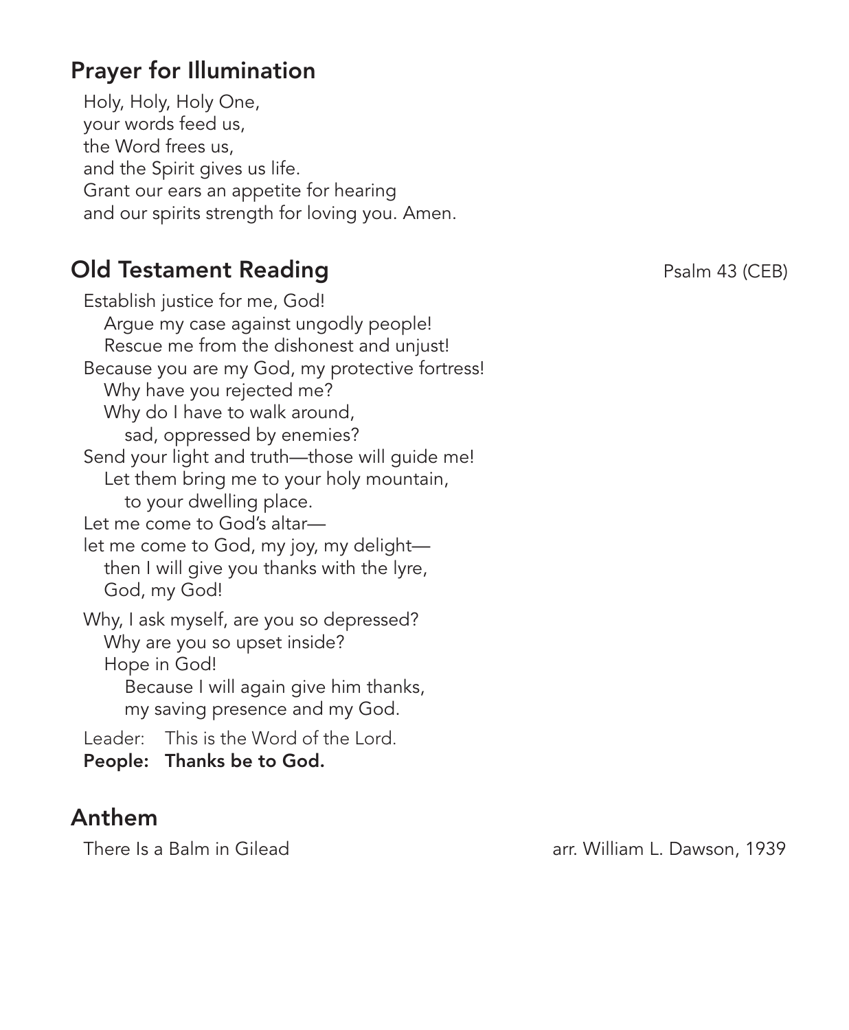## Prayer for Illumination

Holy, Holy, Holy One,
your words feed us,
the Word frees us,
and the Spirit gives us life.
Grant our ears an appetite for hearing
and our spirits strength for loving you. Amen.

## Old Testament Reading

Psalm 43 (CEB)

Establish justice for me, God!
  Argue my case against ungodly people!
  Rescue me from the dishonest and unjust!
Because you are my God, my protective fortress!
  Why have you rejected me?
  Why do I have to walk around,
    sad, oppressed by enemies?
Send your light and truth—those will guide me!
  Let them bring me to your holy mountain,
    to your dwelling place.
Let me come to God's altar—
let me come to God, my joy, my delight—
  then I will give you thanks with the lyre,
  God, my God!

Why, I ask myself, are you so depressed?
  Why are you so upset inside?
  Hope in God!
    Because I will again give him thanks,
    my saving presence and my God.

Leader: This is the Word of the Lord.
**People: Thanks be to God.**

## Anthem

There Is a Balm in Gilead — arr. William L. Dawson, 1939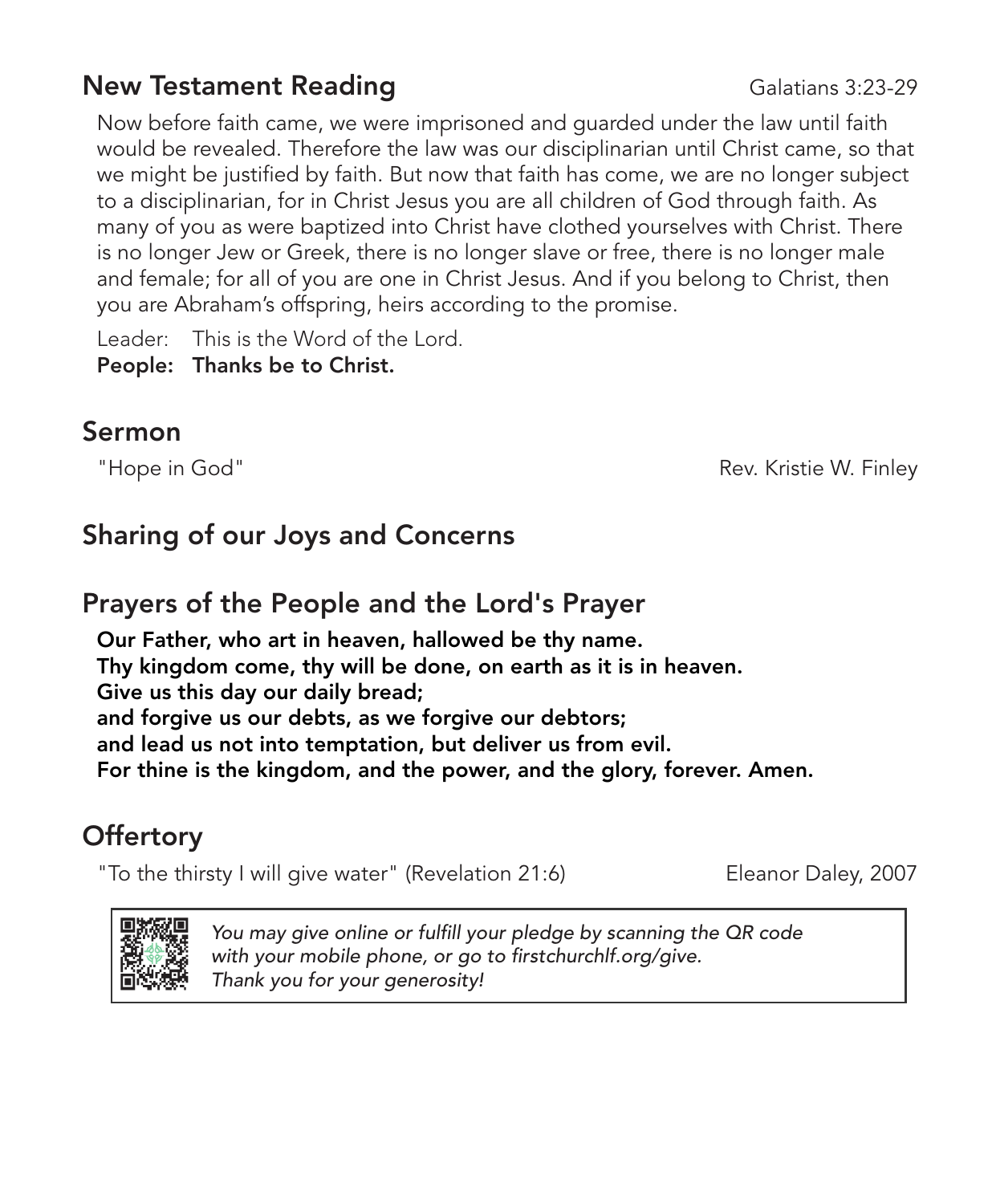## New Testament Reading

Galatians 3:23-29

Now before faith came, we were imprisoned and guarded under the law until faith would be revealed. Therefore the law was our disciplinarian until Christ came, so that we might be justified by faith. But now that faith has come, we are no longer subject to a disciplinarian, for in Christ Jesus you are all children of God through faith. As many of you as were baptized into Christ have clothed yourselves with Christ. There is no longer Jew or Greek, there is no longer slave or free, there is no longer male and female; for all of you are one in Christ Jesus. And if you belong to Christ, then you are Abraham's offspring, heirs according to the promise.

Leader: This is the Word of the Lord.
**People: Thanks be to Christ.**

## Sermon

"Hope in God" — Rev. Kristie W. Finley

## Sharing of our Joys and Concerns

## Prayers of the People and the Lord's Prayer

**Our Father, who art in heaven, hallowed be thy name.**
**Thy kingdom come, thy will be done, on earth as it is in heaven.**
**Give us this day our daily bread;**
**and forgive us our debts, as we forgive our debtors;**
**and lead us not into temptation, but deliver us from evil.**
**For thine is the kingdom, and the power, and the glory, forever. Amen.**

## Offertory

"To the thirsty I will give water" (Revelation 21:6) — Eleanor Daley, 2007

*You may give online or fulfill your pledge by scanning the QR code with your mobile phone, or go to firstchurchlf.org/give.*
*Thank you for your generosity!*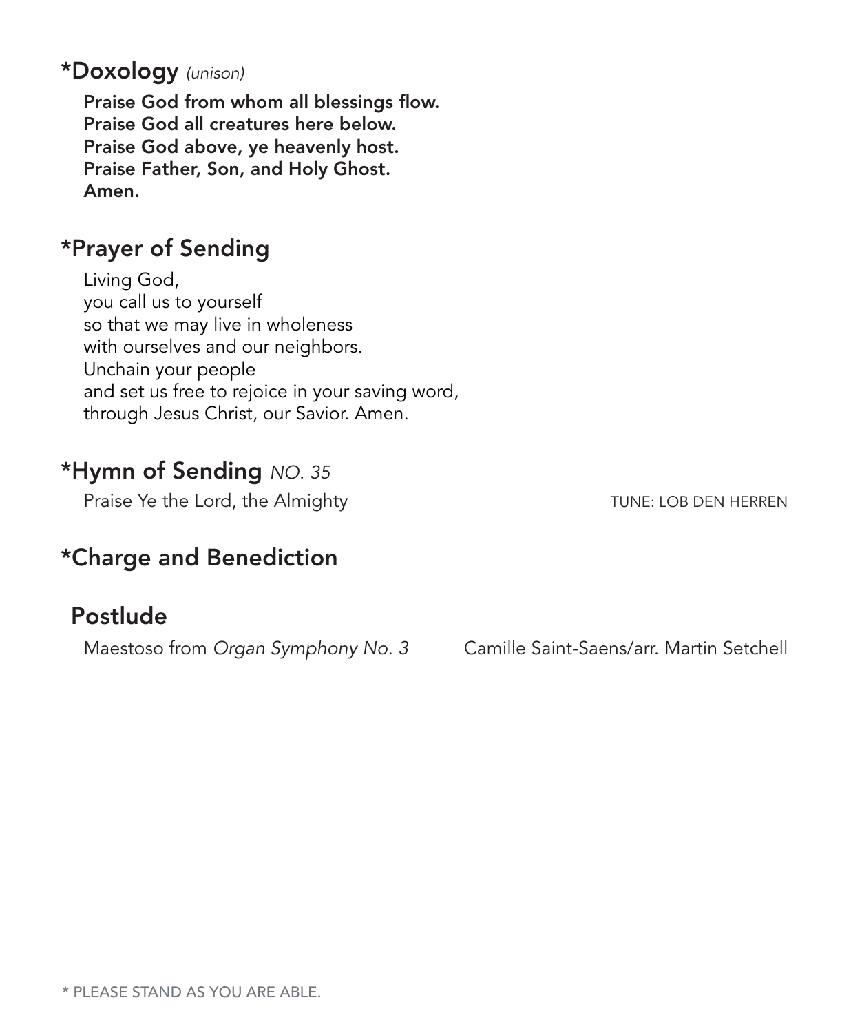## *Doxology *(unison)*

**Praise God from whom all blessings flow.**
**Praise God all creatures here below.**
**Praise God above, ye heavenly host.**
**Praise Father, Son, and Holy Ghost.**
**Amen.**

## *Prayer of Sending

Living God,
you call us to yourself
so that we may live in wholeness
with ourselves and our neighbors.
Unchain your people
and set us free to rejoice in your saving word,
through Jesus Christ, our Savior. Amen.

## *Hymn of Sending *NO. 35*

Praise Ye the Lord, the Almighty — TUNE: LOB DEN HERREN

## *Charge and Benediction

## Postlude

Maestoso from *Organ Symphony No. 3* — Camille Saint-Saens/arr. Martin Setchell

* PLEASE STAND AS YOU ARE ABLE.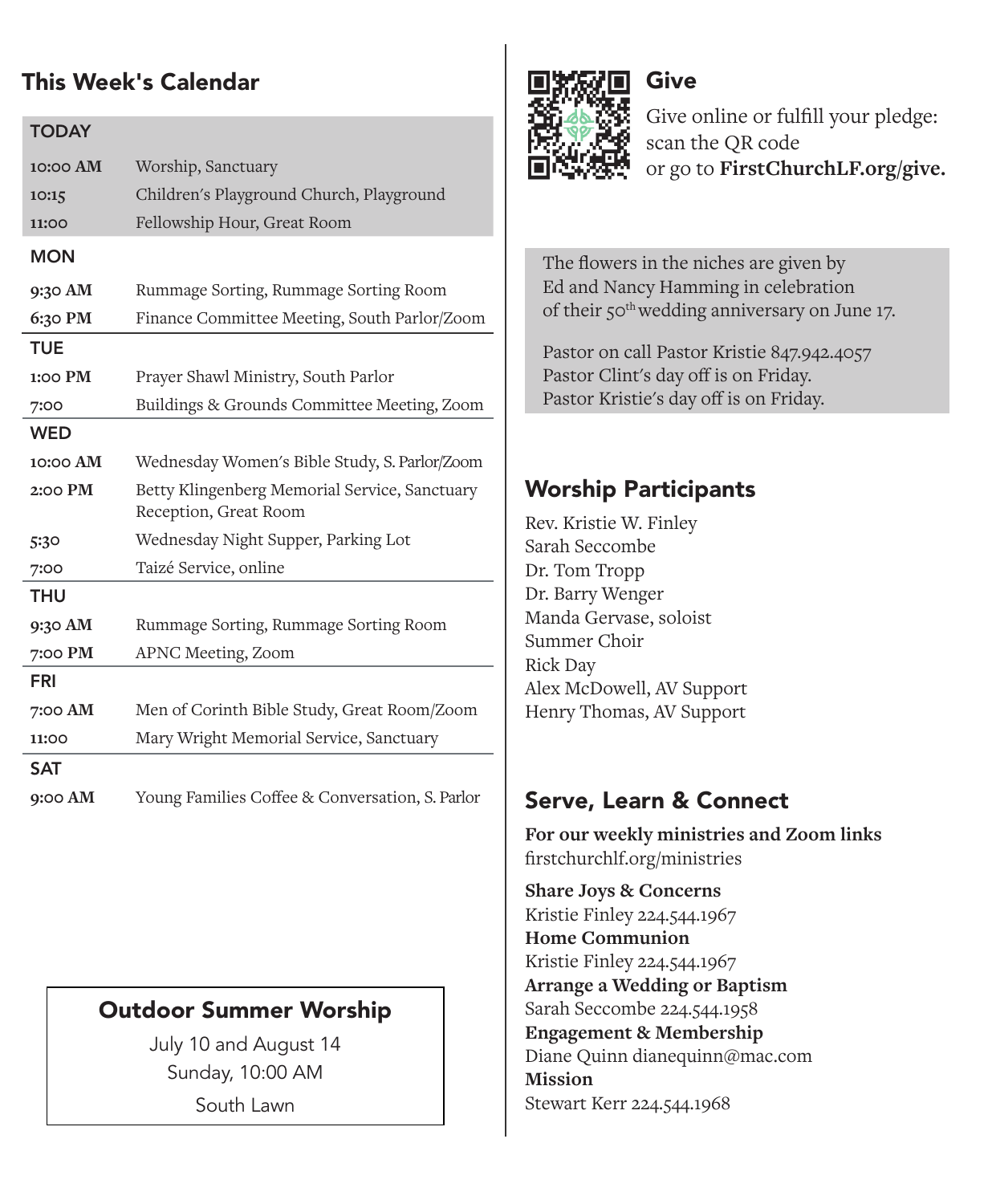## This Week's Calendar

**TODAY**

| | |
|---|---|
| **10:00 AM** | Worship, Sanctuary |
| **10:15** | Children's Playground Church, Playground |
| **11:00** | Fellowship Hour, Great Room |

**MON**

| | |
|---|---|
| **9:30 AM** | Rummage Sorting, Rummage Sorting Room |
| **6:30 PM** | Finance Committee Meeting, South Parlor/Zoom |

**TUE**

| | |
|---|---|
| **1:00 PM** | Prayer Shawl Ministry, South Parlor |
| **7:00** | Buildings & Grounds Committee Meeting, Zoom |

**WED**

| | |
|---|---|
| **10:00 AM** | Wednesday Women's Bible Study, S. Parlor/Zoom |
| **2:00 PM** | Betty Klingenberg Memorial Service, Sanctuary Reception, Great Room |
| **5:30** | Wednesday Night Supper, Parking Lot |
| **7:00** | Taizé Service, online |

**THU**

| | |
|---|---|
| **9:30 AM** | Rummage Sorting, Rummage Sorting Room |
| **7:00 PM** | APNC Meeting, Zoom |

**FRI**

| | |
|---|---|
| **7:00 AM** | Men of Corinth Bible Study, Great Room/Zoom |
| **11:00** | Mary Wright Memorial Service, Sanctuary |

**SAT**

| | |
|---|---|
| **9:00 AM** | Young Families Coffee & Conversation, S. Parlor |

### Outdoor Summer Worship

July 10 and August 14
Sunday, 10:00 AM
South Lawn

## Give

Give online or fulfill your pledge: scan the QR code or go to **FirstChurchLF.org/give.**

The flowers in the niches are given by Ed and Nancy Hamming in celebration of their 50th wedding anniversary on June 17.

Pastor on call Pastor Kristie 847.942.4057
Pastor Clint's day off is on Friday.
Pastor Kristie's day off is on Friday.

## Worship Participants

Rev. Kristie W. Finley
Sarah Seccombe
Dr. Tom Tropp
Dr. Barry Wenger
Manda Gervase, soloist
Summer Choir
Rick Day
Alex McDowell, AV Support
Henry Thomas, AV Support

## Serve, Learn & Connect

**For our weekly ministries and Zoom links**
firstchurchlf.org/ministries

**Share Joys & Concerns**
Kristie Finley 224.544.1967

**Home Communion**
Kristie Finley 224.544.1967

**Arrange a Wedding or Baptism**
Sarah Seccombe 224.544.1958

**Engagement & Membership**
Diane Quinn dianequinn@mac.com

**Mission**
Stewart Kerr 224.544.1968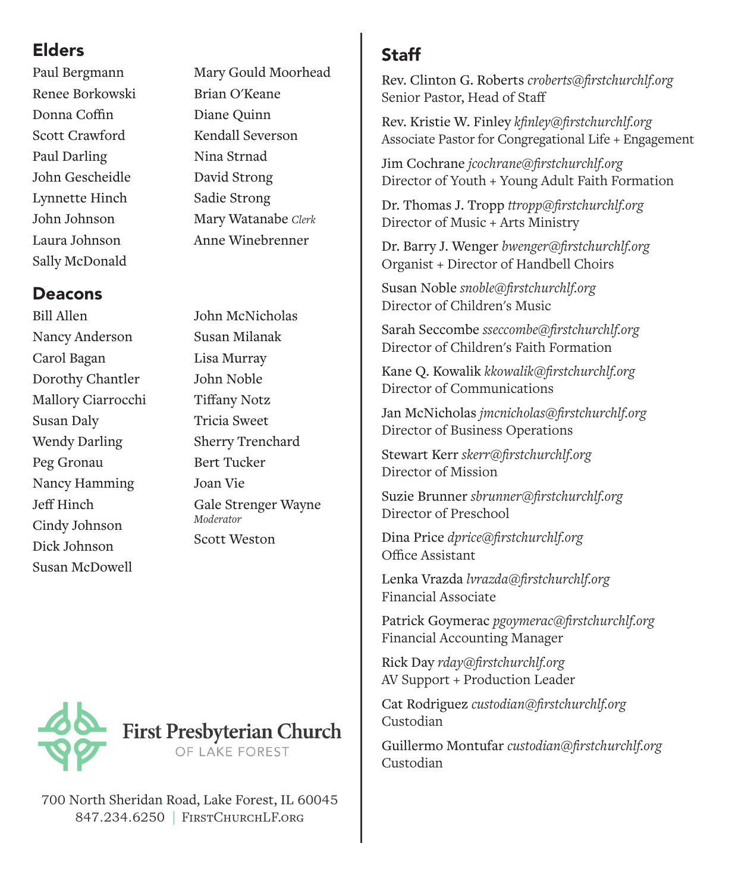## Elders

Paul Bergmann
Renee Borkowski
Donna Coffin
Scott Crawford
Paul Darling
John Gescheidle
Lynnette Hinch
John Johnson
Laura Johnson
Sally McDonald
Mary Gould Moorhead
Brian O'Keane
Diane Quinn
Kendall Severson
Nina Strnad
David Strong
Sadie Strong
Mary Watanabe *Clerk*
Anne Winebrenner

## Deacons

Bill Allen
Nancy Anderson
Carol Bagan
Dorothy Chantler
Mallory Ciarrocchi
Susan Daly
Wendy Darling
Peg Gronau
Nancy Hamming
Jeff Hinch
Cindy Johnson
Dick Johnson
Susan McDowell
John McNicholas
Susan Milanak
Lisa Murray
John Noble
Tiffany Notz
Tricia Sweet
Sherry Trenchard
Bert Tucker
Joan Vie
Gale Strenger Wayne *Moderator*
Scott Weston

First Presbyterian Church
OF LAKE FOREST

700 North Sheridan Road, Lake Forest, IL 60045
847.234.6250 | FirstChurchLF.org

## Staff

Rev. Clinton G. Roberts *croberts@firstchurchlf.org*
Senior Pastor, Head of Staff

Rev. Kristie W. Finley *kfinley@firstchurchlf.org*
Associate Pastor for Congregational Life + Engagement

Jim Cochrane *jcochrane@firstchurchlf.org*
Director of Youth + Young Adult Faith Formation

Dr. Thomas J. Tropp *ttropp@firstchurchlf.org*
Director of Music + Arts Ministry

Dr. Barry J. Wenger *bwenger@firstchurchlf.org*
Organist + Director of Handbell Choirs

Susan Noble *snoble@firstchurchlf.org*
Director of Children's Music

Sarah Seccombe *sseccombe@firstchurchlf.org*
Director of Children's Faith Formation

Kane Q. Kowalik *kkowalik@firstchurchlf.org*
Director of Communications

Jan McNicholas *jmcnicholas@firstchurchlf.org*
Director of Business Operations

Stewart Kerr *skerr@firstchurchlf.org*
Director of Mission

Suzie Brunner *sbrunner@firstchurchlf.org*
Director of Preschool

Dina Price *dprice@firstchurchlf.org*
Office Assistant

Lenka Vrazda *lvrazda@firstchurchlf.org*
Financial Associate

Patrick Goymerac *pgoymerac@firstchurchlf.org*
Financial Accounting Manager

Rick Day *rday@firstchurchlf.org*
AV Support + Production Leader

Cat Rodriguez *custodian@firstchurchlf.org*
Custodian

Guillermo Montufar *custodian@firstchurchlf.org*
Custodian